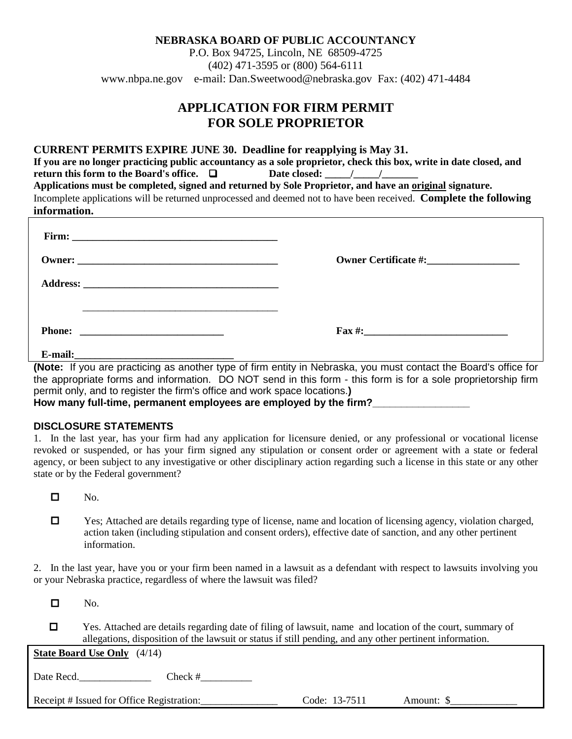**NEBRASKA BOARD OF PUBLIC ACCOUNTANCY**
P.O. Box 94725, Lincoln, NE 68509-4725
(402) 471-3595 or (800) 564-6111
www.nbpa.ne.gov e-mail: Dan.Sweetwood@nebraska.gov Fax: (402) 471-4484

# APPLICATION FOR FIRM PERMIT FOR SOLE PROPRIETOR

**CURRENT PERMITS EXPIRE JUNE 30. Deadline for reapplying is May 31.**
**If you are no longer practicing public accountancy as a sole proprietor, check this box, write in date closed, and return this form to the Board's office. ☐ Date closed: _____/_____/_______**
**Applications must be completed, signed and returned by Sole Proprietor, and have an original signature.**
Incomplete applications will be returned unprocessed and deemed not to have been received. **Complete the following information.**

**Firm:** ________________________________________

**Owner:** ________________________________________ **Owner Certificate #:**__________________

**Address:** ________________________________________

________________________________________

**Phone:** ____________________________ **Fax #:**____________________________

**E-mail:**______________________________

**(Note:** If you are practicing as another type of firm entity in Nebraska, you must contact the Board's office for the appropriate forms and information. DO NOT send in this form - this form is for a sole proprietorship firm permit only, and to register the firm's office and work space locations.**)**
**How many full-time, permanent employees are employed by the firm?**_________________

### DISCLOSURE STATEMENTS

1. In the last year, has your firm had any application for licensure denied, or any professional or vocational license revoked or suspended, or has your firm signed any stipulation or consent order or agreement with a state or federal agency, or been subject to any investigative or other disciplinary action regarding such a license in this state or any other state or by the Federal government?

- ☐ No.
- ☐ Yes; Attached are details regarding type of license, name and location of licensing agency, violation charged, action taken (including stipulation and consent orders), effective date of sanction, and any other pertinent information.

2. In the last year, have you or your firm been named in a lawsuit as a defendant with respect to lawsuits involving you or your Nebraska practice, regardless of where the lawsuit was filed?

- ☐ No.
- ☐ Yes. Attached are details regarding date of filing of lawsuit, name and location of the court, summary of allegations, disposition of the lawsuit or status if still pending, and any other pertinent information.

**State Board Use Only** (4/14)

Date Recd.______________ Check #__________

Receipt # Issued for Office Registration:_______________ Code: 13-7511 Amount: $_____________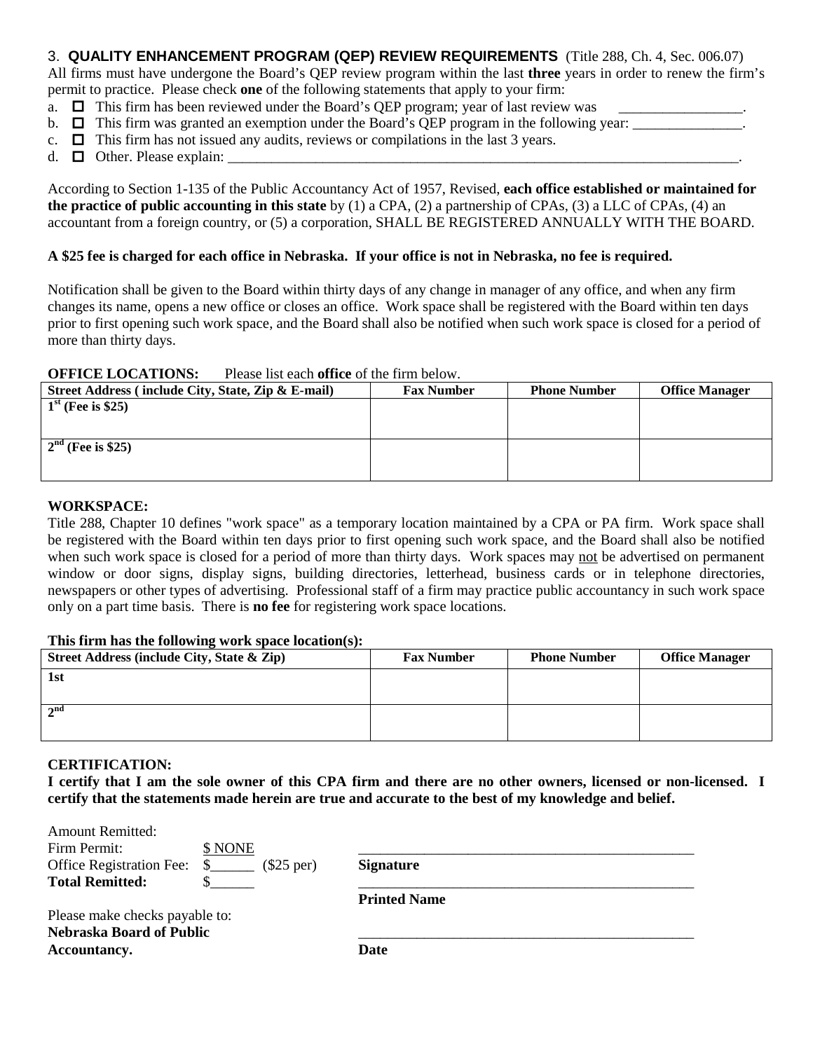### 3. **QUALITY ENHANCEMENT PROGRAM (QEP) REVIEW REQUIREMENTS** (Title 288, Ch. 4, Sec. 006.07)

All firms must have undergone the Board's QEP review program within the last **three** years in order to renew the firm's permit to practice. Please check **one** of the following statements that apply to your firm:

a. ☐ This firm has been reviewed under the Board's QEP program; year of last review was _________________.
b. ☐ This firm was granted an exemption under the Board's QEP program in the following year: _______________.
c. ☐ This firm has not issued any audits, reviews or compilations in the last 3 years.
d. ☐ Other. Please explain: ___________________________________________________________________________.

According to Section 1-135 of the Public Accountancy Act of 1957, Revised, **each office established or maintained for the practice of public accounting in this state** by (1) a CPA, (2) a partnership of CPAs, (3) a LLC of CPAs, (4) an accountant from a foreign country, or (5) a corporation, SHALL BE REGISTERED ANNUALLY WITH THE BOARD.

**A $25 fee is charged for each office in Nebraska. If your office is not in Nebraska, no fee is required.**

Notification shall be given to the Board within thirty days of any change in manager of any office, and when any firm changes its name, opens a new office or closes an office. Work space shall be registered with the Board within ten days prior to first opening such work space, and the Board shall also be notified when such work space is closed for a period of more than thirty days.

**OFFICE LOCATIONS:** Please list each **office** of the firm below.

| Street Address ( include City, State, Zip & E-mail) | Fax Number | Phone Number | Office Manager |
|---|---|---|---|
| **1st (Fee is $25)** | | | |
| **2nd (Fee is $25)** | | | |

**WORKSPACE:**

Title 288, Chapter 10 defines "work space" as a temporary location maintained by a CPA or PA firm. Work space shall be registered with the Board within ten days prior to first opening such work space, and the Board shall also be notified when such work space is closed for a period of more than thirty days. Work spaces may not be advertised on permanent window or door signs, display signs, building directories, letterhead, business cards or in telephone directories, newspapers or other types of advertising. Professional staff of a firm may practice public accountancy in such work space only on a part time basis. There is **no fee** for registering work space locations.

**This firm has the following work space location(s):**

| Street Address (include City, State & Zip) | Fax Number | Phone Number | Office Manager |
|---|---|---|---|
| **1st** | | | |
| **2nd** | | | |

**CERTIFICATION:**

**I certify that I am the sole owner of this CPA firm and there are no other owners, licensed or non-licensed. I certify that the statements made herein are true and accurate to the best of my knowledge and belief.**

Amount Remitted:
Firm Permit: $ NONE
Office Registration Fee: $______ ($25 per)
**Total Remitted:** $______

Please make checks payable to:
**Nebraska Board of Public Accountancy.**

________________________________________________
**Signature**

________________________________________________
**Printed Name**

________________________________________________
**Date**